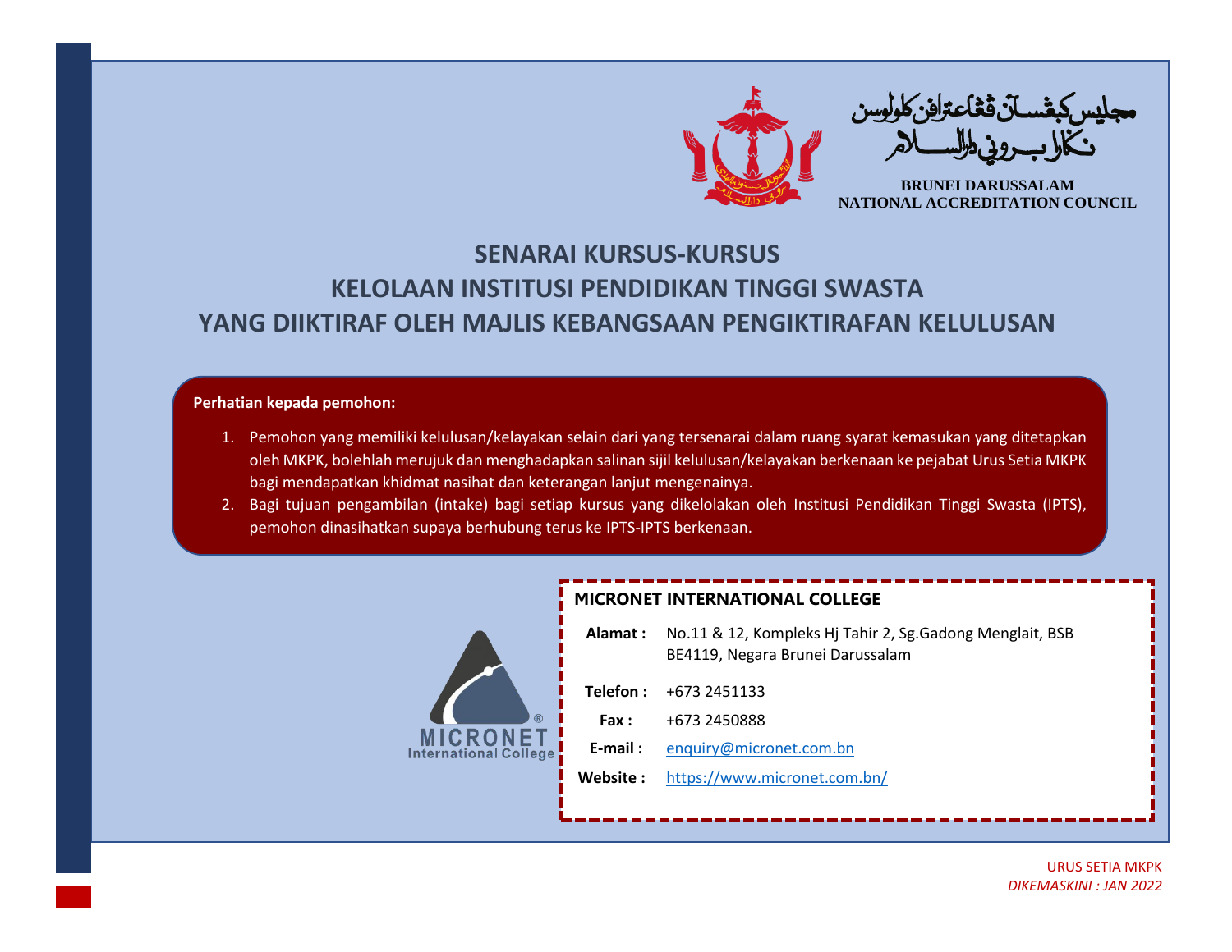مجليس كبڠسأن ڤڠيكترافن كلولوسن
نڬارا بروني دارالسلام

**BRUNEI DARUSSALAM**
**NATIONAL ACCREDITATION COUNCIL**

# SENARAI KURSUS-KURSUS
# KELOLAAN INSTITUSI PENDIDIKAN TINGGI SWASTA
# YANG DIIKTIRAF OLEH MAJLIS KEBANGSAAN PENGIKTIRAFAN KELULUSAN

**Perhatian kepada pemohon:**

1. Pemohon yang memiliki kelulusan/kelayakan selain dari yang tersenarai dalam ruang syarat kemasukan yang ditetapkan oleh MKPK, bolehlah merujuk dan menghadapkan salinan sijil kelulusan/kelayakan berkenaan ke pejabat Urus Setia MKPK bagi mendapatkan khidmat nasihat dan keterangan lanjut mengenainya.
2. Bagi tujuan pengambilan (intake) bagi setiap kursus yang dikelolakan oleh Institusi Pendidikan Tinggi Swasta (IPTS), pemohon dinasihatkan supaya berhubung terus ke IPTS-IPTS berkenaan.

MICRONET
International College

## MICRONET INTERNATIONAL COLLEGE

| | |
|---|---|
| **Alamat :** | No.11 & 12, Kompleks Hj Tahir 2, Sg.Gadong Menglait, BSB BE4119, Negara Brunei Darussalam |
| **Telefon :** | +673 2451133 |
| **Fax :** | +673 2450888 |
| **E-mail :** | enquiry@micronet.com.bn |
| **Website :** | https://www.micronet.com.bn/ |

URUS SETIA MKPK
*DIKEMASKINI : JAN 2022*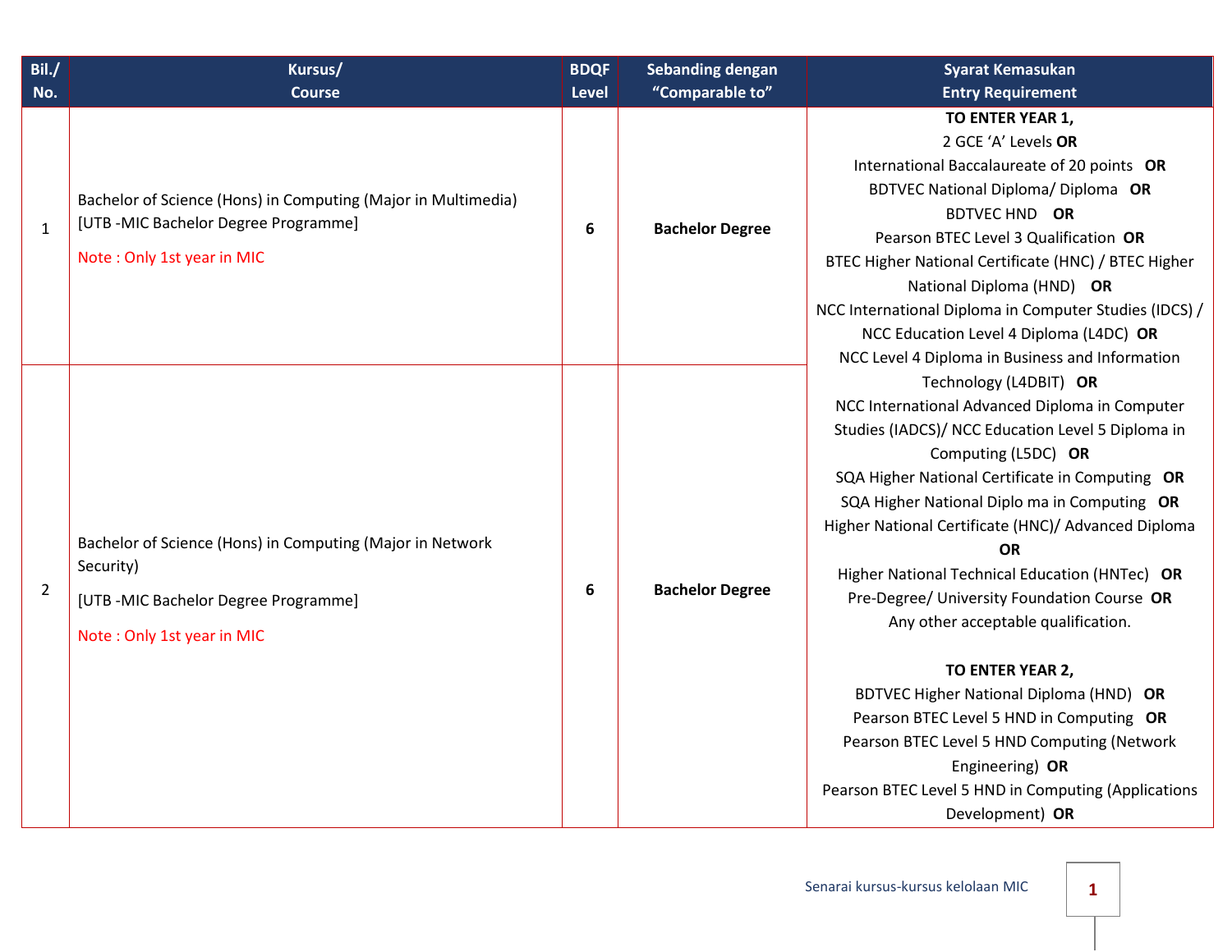| Bil./ No. | Kursus/ Course | BDQF Level | Sebanding dengan "Comparable to" | Syarat Kemasukan Entry Requirement |
|---|---|---|---|---|
| 1 | Bachelor of Science (Hons) in Computing (Major in Multimedia) [UTB -MIC Bachelor Degree Programme] <br> Note : Only 1st year in MIC | 6 | **Bachelor Degree** | **TO ENTER YEAR 1,** <br> 2 GCE 'A' Levels **OR** <br> International Baccalaureate of 20 points **OR** <br> BDTVEC National Diploma/ Diploma **OR** <br> BDTVEC HND **OR** <br> Pearson BTEC Level 3 Qualification **OR** <br> BTEC Higher National Certificate (HNC) / BTEC Higher National Diploma (HND) **OR** <br> NCC International Diploma in Computer Studies (IDCS) / NCC Education Level 4 Diploma (L4DC) **OR** <br> NCC Level 4 Diploma in Business and Information Technology (L4DBIT) **OR** <br> NCC International Advanced Diploma in Computer Studies (IADCS)/ NCC Education Level 5 Diploma in Computing (L5DC) **OR** <br> SQA Higher National Certificate in Computing **OR** <br> SQA Higher National Diplo ma in Computing **OR** <br> Higher National Certificate (HNC)/ Advanced Diploma **OR** <br> Higher National Technical Education (HNTec) **OR** <br> Pre-Degree/ University Foundation Course **OR** <br> Any other acceptable qualification. <br><br> **TO ENTER YEAR 2,** <br> BDTVEC Higher National Diploma (HND) **OR** <br> Pearson BTEC Level 5 HND in Computing **OR** <br> Pearson BTEC Level 5 HND Computing (Network Engineering) **OR** <br> Pearson BTEC Level 5 HND in Computing (Applications Development) **OR** |
| 2 | Bachelor of Science (Hons) in Computing (Major in Network Security) <br> [UTB -MIC Bachelor Degree Programme] <br> Note : Only 1st year in MIC | 6 | **Bachelor Degree** | |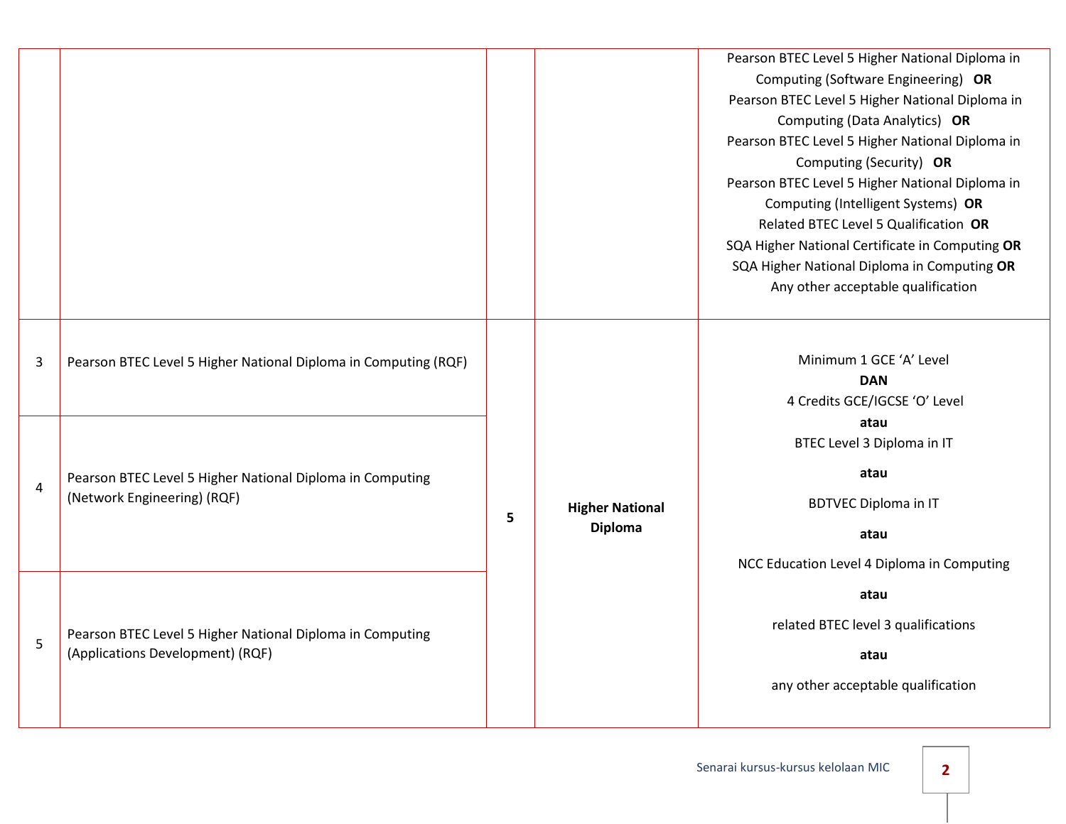| | | | | |
|---|---|---|---|---|
| | | | | Pearson BTEC Level 5 Higher National Diploma in Computing (Software Engineering) **OR**<br>Pearson BTEC Level 5 Higher National Diploma in Computing (Data Analytics) **OR**<br>Pearson BTEC Level 5 Higher National Diploma in Computing (Security) **OR**<br>Pearson BTEC Level 5 Higher National Diploma in Computing (Intelligent Systems) **OR**<br>Related BTEC Level 5 Qualification **OR**<br>SQA Higher National Certificate in Computing **OR**<br>SQA Higher National Diploma in Computing **OR**<br>Any other acceptable qualification |
| 3 | Pearson BTEC Level 5 Higher National Diploma in Computing (RQF) | 5 | **Higher National Diploma** | Minimum 1 GCE 'A' Level<br>**DAN**<br>4 Credits GCE/IGCSE 'O' Level<br>**atau**<br>BTEC Level 3 Diploma in IT<br>**atau**<br>BDTVEC Diploma in IT<br>**atau**<br>NCC Education Level 4 Diploma in Computing<br>**atau**<br>related BTEC level 3 qualifications<br>**atau**<br>any other acceptable qualification |
| 4 | Pearson BTEC Level 5 Higher National Diploma in Computing (Network Engineering) (RQF) | | | |
| 5 | Pearson BTEC Level 5 Higher National Diploma in Computing (Applications Development) (RQF) | | | |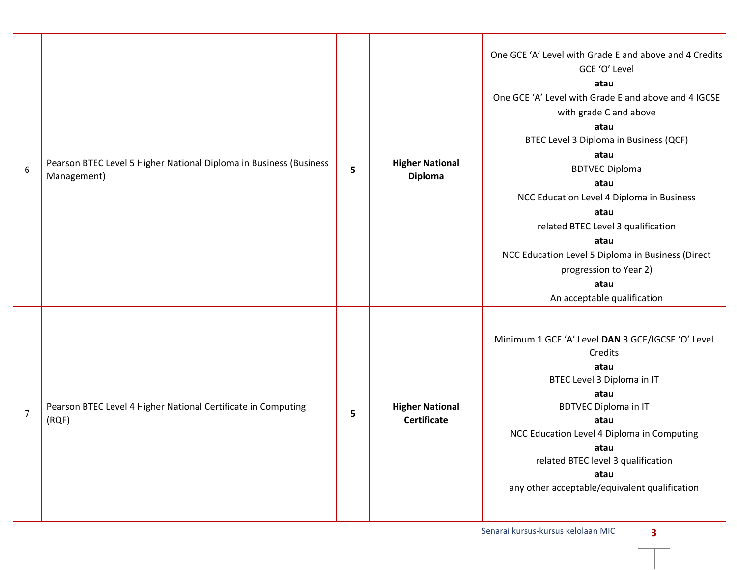| | | | | |
|---|---|---|---|---|
| 6 | Pearson BTEC Level 5 Higher National Diploma in Business (Business Management) | **5** | **Higher National Diploma** | One GCE 'A' Level with Grade E and above and 4 Credits GCE 'O' Level<br>**atau**<br>One GCE 'A' Level with Grade E and above and 4 IGCSE with grade C and above<br>**atau**<br>BTEC Level 3 Diploma in Business (QCF)<br>**atau**<br>BDTVEC Diploma<br>**atau**<br>NCC Education Level 4 Diploma in Business<br>**atau**<br>related BTEC Level 3 qualification<br>**atau**<br>NCC Education Level 5 Diploma in Business (Direct progression to Year 2)<br>**atau**<br>An acceptable qualification |
| 7 | Pearson BTEC Level 4 Higher National Certificate in Computing (RQF) | **5** | **Higher National Certificate** | Minimum 1 GCE 'A' Level **DAN** 3 GCE/IGCSE 'O' Level Credits<br>**atau**<br>BTEC Level 3 Diploma in IT<br>**atau**<br>BDTVEC Diploma in IT<br>**atau**<br>NCC Education Level 4 Diploma in Computing<br>**atau**<br>related BTEC level 3 qualification<br>**atau**<br>any other acceptable/equivalent qualification |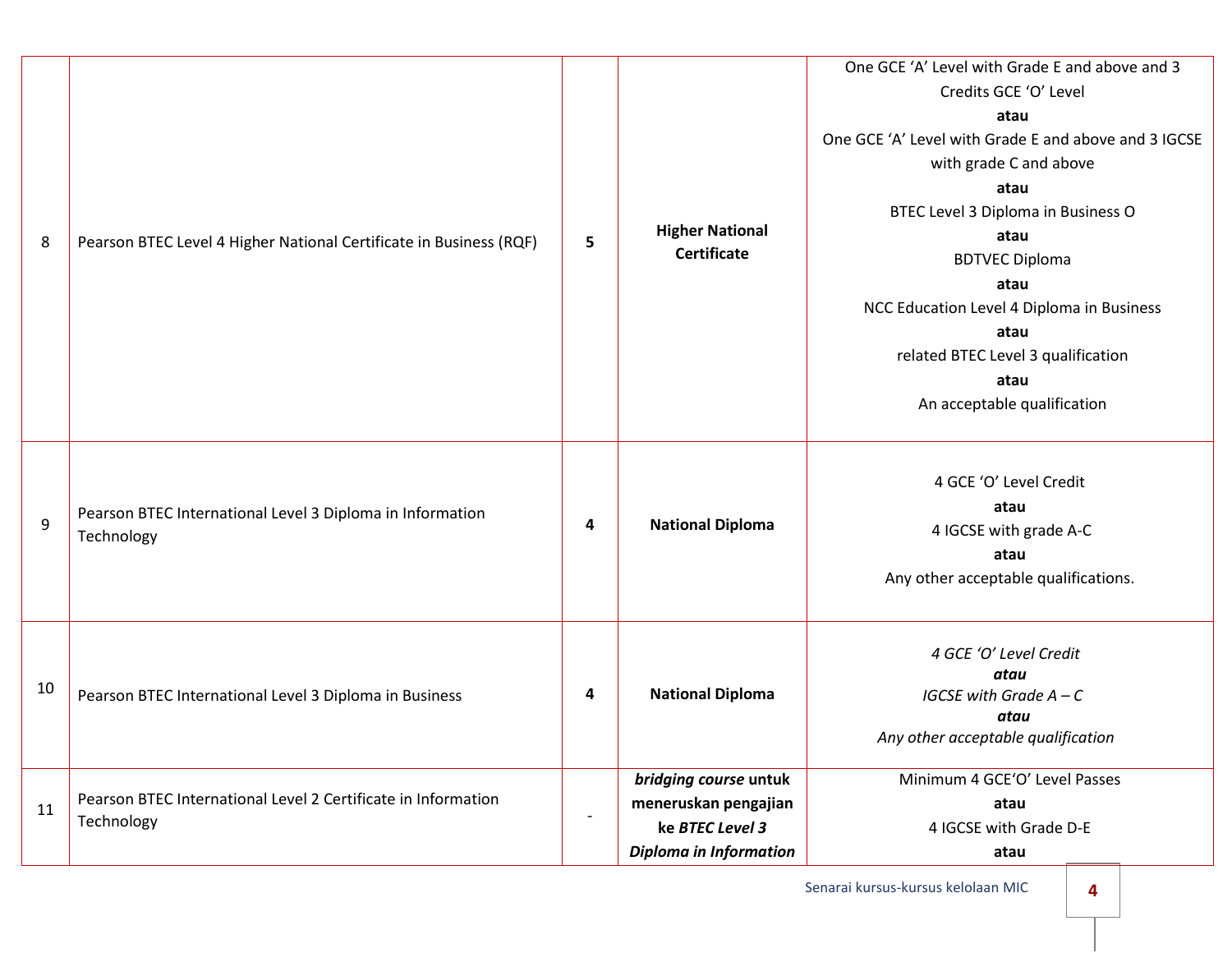| 8 | Pearson BTEC Level 4 Higher National Certificate in Business (RQF) | **5** | **Higher National Certificate** | One GCE 'A' Level with Grade E and above and 3 Credits GCE 'O' Level<br>**atau**<br>One GCE 'A' Level with Grade E and above and 3 IGCSE with grade C and above<br>**atau**<br>BTEC Level 3 Diploma in Business O<br>**atau**<br>BDTVEC Diploma<br>**atau**<br>NCC Education Level 4 Diploma in Business<br>**atau**<br>related BTEC Level 3 qualification<br>**atau**<br>An acceptable qualification |
|---|---|---|---|---|
| 9 | Pearson BTEC International Level 3 Diploma in Information Technology | **4** | **National Diploma** | 4 GCE 'O' Level Credit<br>**atau**<br>4 IGCSE with grade A-C<br>**atau**<br>Any other acceptable qualifications. |
| 10 | Pearson BTEC International Level 3 Diploma in Business | **4** | **National Diploma** | *4 GCE 'O' Level Credit*<br>***atau***<br>*IGCSE with Grade A – C*<br>***atau***<br>*Any other acceptable qualification* |
| 11 | Pearson BTEC International Level 2 Certificate in Information Technology | - | ***bridging course* untuk meneruskan pengajian ke *BTEC Level 3 Diploma in Information*** | Minimum 4 GCE'O' Level Passes<br>**atau**<br>4 IGCSE with Grade D-E<br>**atau** |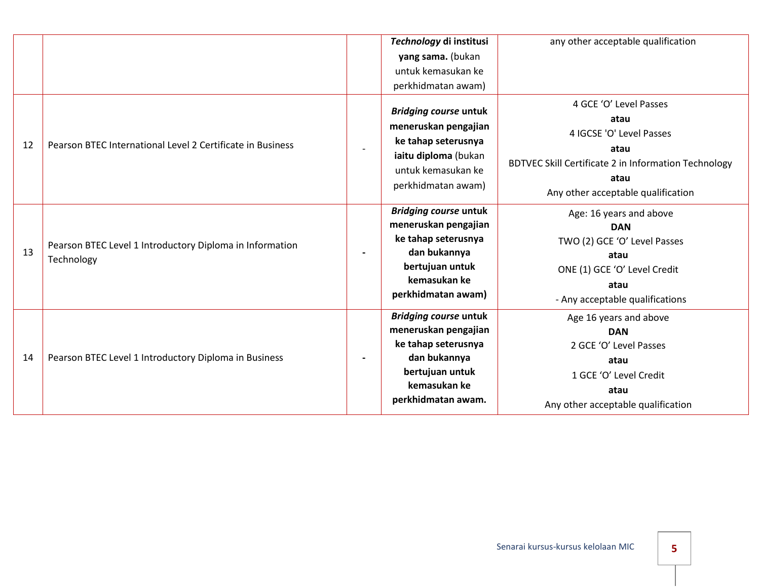| | | | | |
|---|---|---|---|---|
| | | | ***Technology* di institusi yang sama.** (bukan untuk kemasukan ke perkhidmatan awam) | any other acceptable qualification |
| 12 | Pearson BTEC International Level 2 Certificate in Business | - | ***Bridging course* untuk meneruskan pengajian ke tahap seterusnya iaitu diploma** (bukan untuk kemasukan ke perkhidmatan awam) | 4 GCE 'O' Level Passes<br>**atau**<br>4 IGCSE 'O' Level Passes<br>**atau**<br>BDTVEC Skill Certificate 2 in Information Technology<br>**atau**<br>Any other acceptable qualification |
| 13 | Pearson BTEC Level 1 Introductory Diploma in Information Technology | **-** | ***Bridging course* untuk meneruskan pengajian ke tahap seterusnya dan bukannya bertujuan untuk kemasukan ke perkhidmatan awam)** | Age: 16 years and above<br>**DAN**<br>TWO (2) GCE 'O' Level Passes<br>**atau**<br>ONE (1) GCE 'O' Level Credit<br>**atau**<br>- Any acceptable qualifications |
| 14 | Pearson BTEC Level 1 Introductory Diploma in Business | **-** | ***Bridging course* untuk meneruskan pengajian ke tahap seterusnya dan bukannya bertujuan untuk kemasukan ke perkhidmatan awam.** | Age 16 years and above<br>**DAN**<br>2 GCE 'O' Level Passes<br>**atau**<br>1 GCE 'O' Level Credit<br>**atau**<br>Any other acceptable qualification |